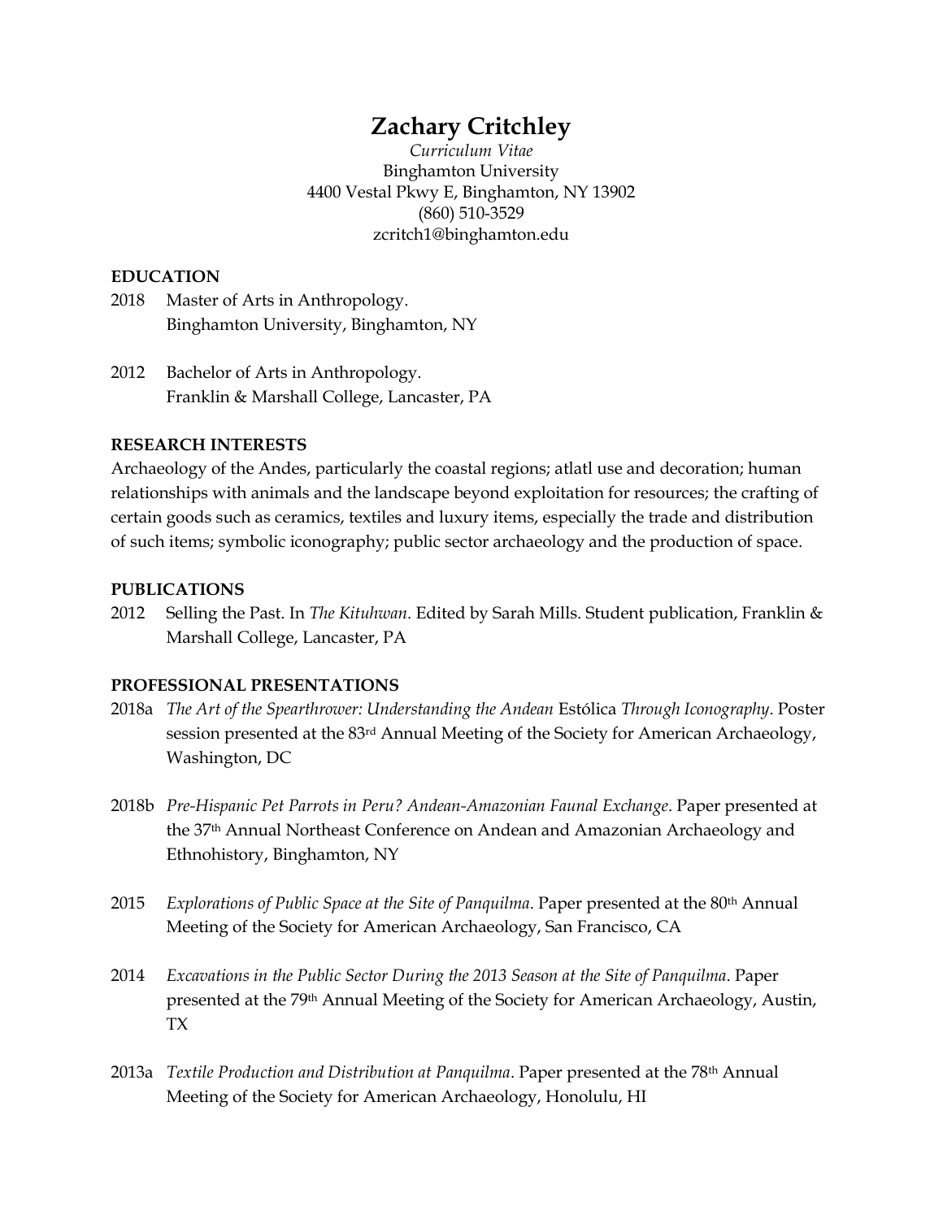# Zachary Critchley

*Curriculum Vitae*
Binghamton University
4400 Vestal Pkwy E, Binghamton, NY 13902
(860) 510-3529
zcritch1@binghamton.edu

## EDUCATION

2018 Master of Arts in Anthropology.
Binghamton University, Binghamton, NY

2012 Bachelor of Arts in Anthropology.
Franklin & Marshall College, Lancaster, PA

## RESEARCH INTERESTS

Archaeology of the Andes, particularly the coastal regions; atlatl use and decoration; human relationships with animals and the landscape beyond exploitation for resources; the crafting of certain goods such as ceramics, textiles and luxury items, especially the trade and distribution of such items; symbolic iconography; public sector archaeology and the production of space.

## PUBLICATIONS

2012 Selling the Past. In *The Kituhwan*. Edited by Sarah Mills. Student publication, Franklin & Marshall College, Lancaster, PA

## PROFESSIONAL PRESENTATIONS

2018a *The Art of the Spearthrower: Understanding the Andean* Estólica *Through Iconography*. Poster session presented at the 83rd Annual Meeting of the Society for American Archaeology, Washington, DC

2018b *Pre-Hispanic Pet Parrots in Peru? Andean-Amazonian Faunal Exchange*. Paper presented at the 37th Annual Northeast Conference on Andean and Amazonian Archaeology and Ethnohistory, Binghamton, NY

2015 *Explorations of Public Space at the Site of Panquilma*. Paper presented at the 80th Annual Meeting of the Society for American Archaeology, San Francisco, CA

2014 *Excavations in the Public Sector During the 2013 Season at the Site of Panquilma*. Paper presented at the 79th Annual Meeting of the Society for American Archaeology, Austin, TX

2013a *Textile Production and Distribution at Panquilma*. Paper presented at the 78th Annual Meeting of the Society for American Archaeology, Honolulu, HI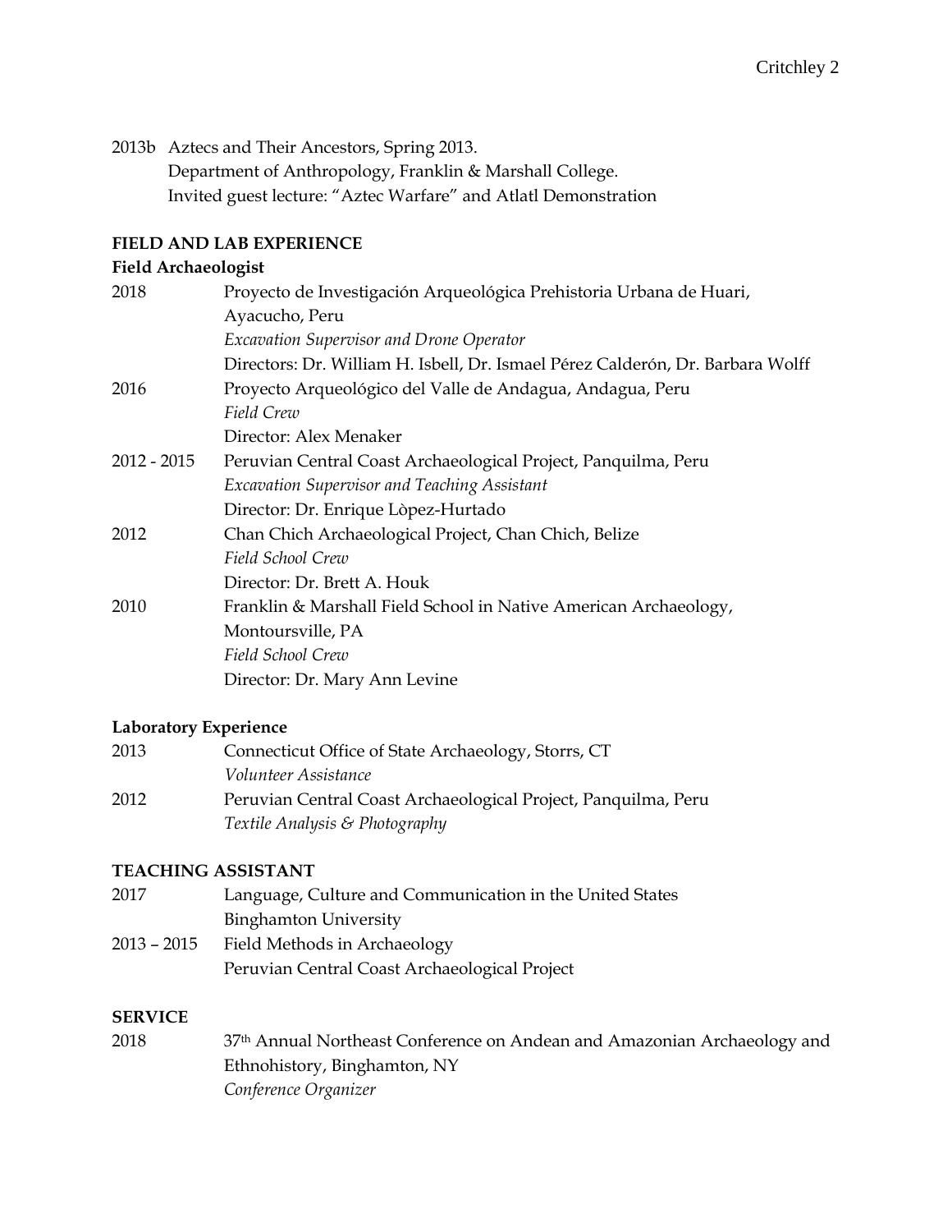2013b Aztecs and Their Ancestors, Spring 2013.
Department of Anthropology, Franklin & Marshall College.
Invited guest lecture: “Aztec Warfare” and Atlatl Demonstration

## FIELD AND LAB EXPERIENCE

### Field Archaeologist

2018 Proyecto de Investigación Arqueológica Prehistoria Urbana de Huari, Ayacucho, Peru
*Excavation Supervisor and Drone Operator*
Directors: Dr. William H. Isbell, Dr. Ismael Pérez Calderón, Dr. Barbara Wolff

2016 Proyecto Arqueológico del Valle de Andagua, Andagua, Peru
*Field Crew*
Director: Alex Menaker

2012 - 2015 Peruvian Central Coast Archaeological Project, Panquilma, Peru
*Excavation Supervisor and Teaching Assistant*
Director: Dr. Enrique Lòpez-Hurtado

2012 Chan Chich Archaeological Project, Chan Chich, Belize
*Field School Crew*
Director: Dr. Brett A. Houk

2010 Franklin & Marshall Field School in Native American Archaeology, Montoursville, PA
*Field School Crew*
Director: Dr. Mary Ann Levine

### Laboratory Experience

2013 Connecticut Office of State Archaeology, Storrs, CT
*Volunteer Assistance*

2012 Peruvian Central Coast Archaeological Project, Panquilma, Peru
*Textile Analysis & Photography*

## TEACHING ASSISTANT

2017 Language, Culture and Communication in the United States
Binghamton University

2013 – 2015 Field Methods in Archaeology
Peruvian Central Coast Archaeological Project

## SERVICE

2018 37th Annual Northeast Conference on Andean and Amazonian Archaeology and Ethnohistory, Binghamton, NY
*Conference Organizer*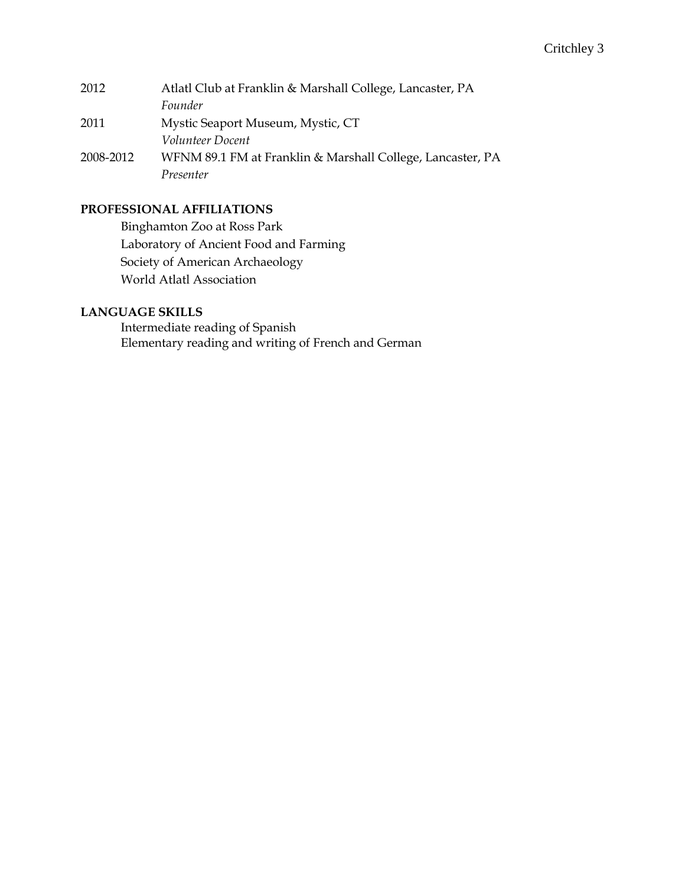2012 Atlatl Club at Franklin & Marshall College, Lancaster, PA
*Founder*

2011 Mystic Seaport Museum, Mystic, CT
*Volunteer Docent*

2008-2012 WFNM 89.1 FM at Franklin & Marshall College, Lancaster, PA
*Presenter*

**PROFESSIONAL AFFILIATIONS**

Binghamton Zoo at Ross Park
Laboratory of Ancient Food and Farming
Society of American Archaeology
World Atlatl Association

**LANGUAGE SKILLS**

Intermediate reading of Spanish
Elementary reading and writing of French and German